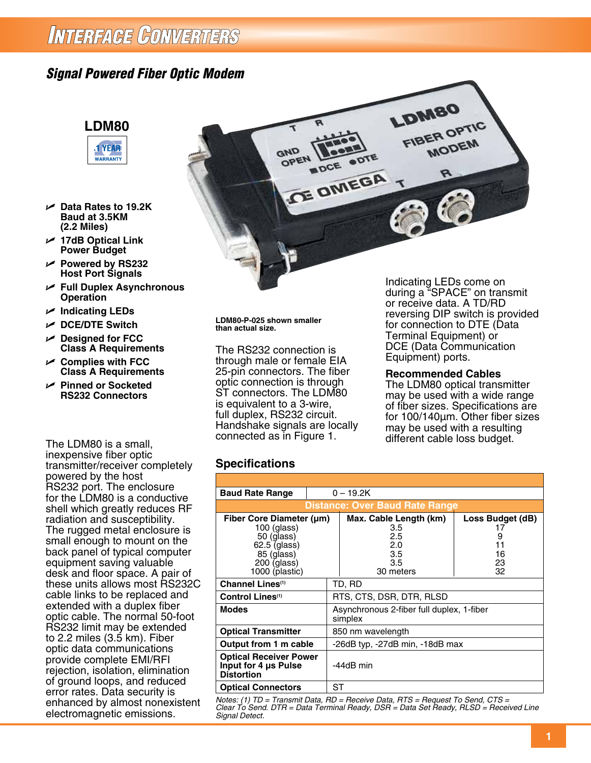# Interface Converters

## Signal Powered Fiber Optic Modem

### LDM80

1 YEAR WARRANTY

- Data Rates to 19.2K Baud at 3.5KM (2.2 Miles)
- 17dB Optical Link Power Budget
- Powered by RS232 Host Port Signals
- Full Duplex Asynchronous Operation
- Indicating LEDs
- DCE/DTE Switch
- Designed for FCC Class A Requirements
- Complies with FCC Class A Requirements
- Pinned or Socketed RS232 Connectors

LDM80-P-025 shown smaller than actual size.

The LDM80 is a small, inexpensive fiber optic transmitter/receiver completely powered by the host RS232 port. The enclosure for the LDM80 is a conductive shell which greatly reduces RF radiation and susceptibility. The rugged metal enclosure is small enough to mount on the back panel of typical computer equipment saving valuable desk and floor space. A pair of these units allows most RS232C cable links to be replaced and extended with a duplex fiber optic cable. The normal 50-foot RS232 limit may be extended to 2.2 miles (3.5 km). Fiber optic data communications provide complete EMI/RFI rejection, isolation, elimination of ground loops, and reduced error rates. Data security is enhanced by almost nonexistent electromagnetic emissions.

The RS232 connection is through male or female EIA 25-pin connectors. The fiber optic connection is through ST connectors. The LDM80 is equivalent to a 3-wire, full duplex, RS232 circuit. Handshake signals are locally connected as in Figure 1.

Indicating LEDs come on during a "SPACE" on transmit or receive data. A TD/RD reversing DIP switch is provided for connection to DTE (Data Terminal Equipment) or DCE (Data Communication Equipment) ports.

### Recommended Cables

The LDM80 optical transmitter may be used with a wide range of fiber sizes. Specifications are for 100/140µm. Other fiber sizes may be used with a resulting different cable loss budget.

### Specifications

| | | |
|---|---|---|
| **Baud Rate Range** | 0 – 19.2K | |
| **Distance: Over Baud Rate Range** | | |
| **Fiber Core Diameter (µm)** | **Max. Cable Length (km)** | **Loss Budget (dB)** |
| 100 (glass) | 3.5 | 17 |
| 50 (glass) | 2.5 | 9 |
| 62.5 (glass) | 2.0 | 11 |
| 85 (glass) | 3.5 | 16 |
| 200 (glass) | 3.5 | 23 |
| 1000 (plastic) | 30 meters | 32 |
| **Channel Lines[1]** | TD, RD | |
| **Control Lines[1]** | RTS, CTS, DSR, DTR, RLSD | |
| **Modes** | Asynchronous 2-fiber full duplex, 1-fiber simplex | |
| **Optical Transmitter** | 850 nm wavelength | |
| **Output from 1 m cable** | -26dB typ, -27dB min, -18dB max | |
| **Optical Receiver Power Input for 4 µs Pulse Distortion** | -44dB min | |
| **Optical Connectors** | ST | |

*Notes: (1) TD = Transmit Data, RD = Receive Data, RTS = Request To Send, CTS = Clear To Send. DTR = Data Terminal Ready, DSR = Data Set Ready, RLSD = Received Line Signal Detect.*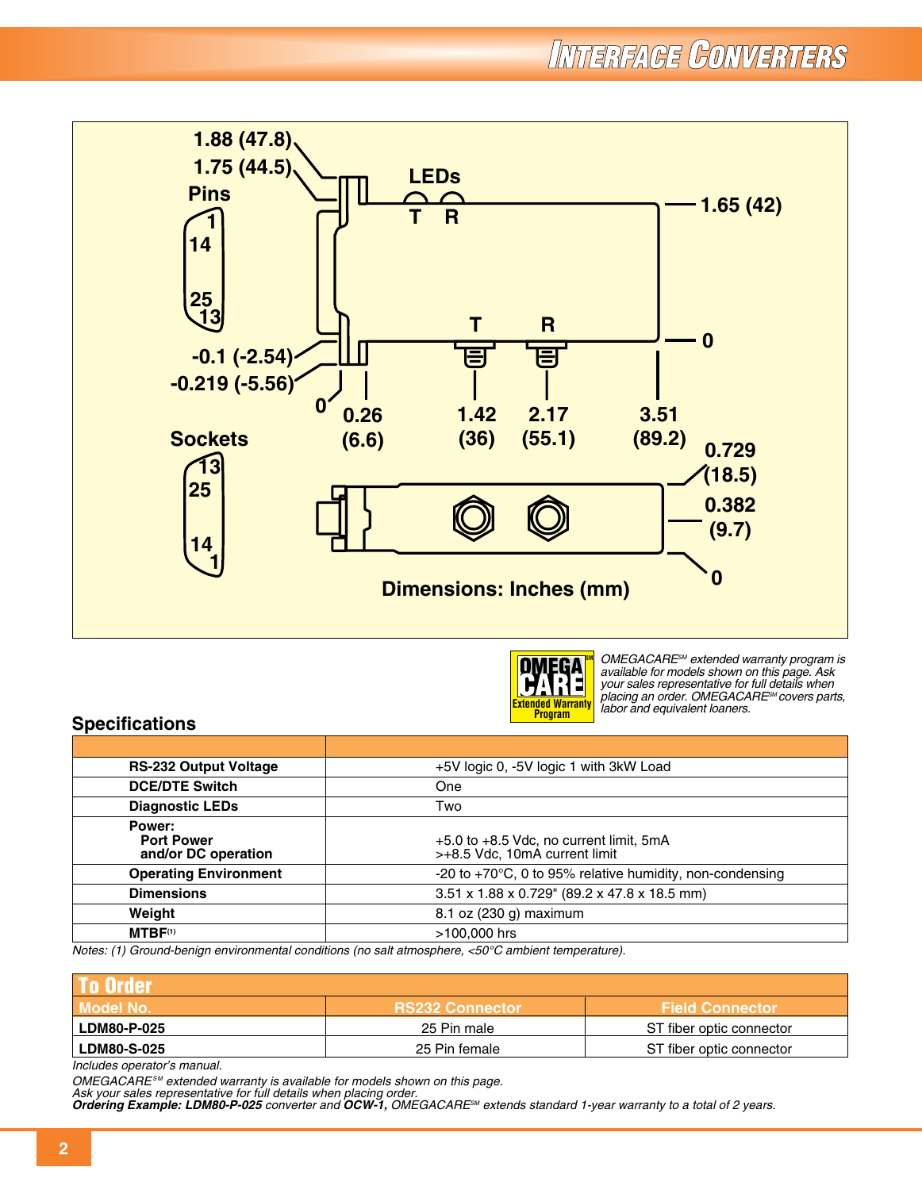1.88 (47.8)
1.75 (44.5)
Pins
1
14
25
13
LEDs
T R
1.65 (42)
T R
0
-0.1 (-2.54)
-0.219 (-5.56)
0
0.26 (6.6)
1.42 (36)
2.17 (55.1)
3.51 (89.2)
Sockets
13
25
14
1
0.729 (18.5)
0.382 (9.7)
0
Dimensions: Inches (mm)

OMEGACARE℠ extended warranty program is available for models shown on this page. Ask your sales representative for full details when placing an order. OMEGACARE℠ covers parts, labor and equivalent loaners.

## Specifications

| | |
|---|---|
| **RS-232 Output Voltage** | +5V logic 0, -5V logic 1 with 3kW Load |
| **DCE/DTE Switch** | One |
| **Diagnostic LEDs** | Two |
| **Power:** **Port Power and/or DC operation** | +5.0 to +8.5 Vdc, no current limit, 5mA >+8.5 Vdc, 10mA current limit |
| **Operating Environment** | -20 to +70°C, 0 to 95% relative humidity, non-condensing |
| **Dimensions** | 3.51 x 1.88 x 0.729" (89.2 x 47.8 x 18.5 mm) |
| **Weight** | 8.1 oz (230 g) maximum |
| **MTBF**(1) | >100,000 hrs |

*Notes: (1) Ground-benign environmental conditions (no salt atmosphere, <50°C ambient temperature).*

## To Order

| Model No. | RS232 Connector | Field Connector |
|---|---|---|
| **LDM80-P-025** | 25 Pin male | ST fiber optic connector |
| **LDM80-S-025** | 25 Pin female | ST fiber optic connector |

*Includes operator's manual.*

*OMEGACARE℠ extended warranty is available for models shown on this page. Ask your sales representative for full details when placing order.*
***Ordering Example: LDM80-P-025** converter and **OCW-1,** OMEGACARE℠ extends standard 1-year warranty to a total of 2 years.*